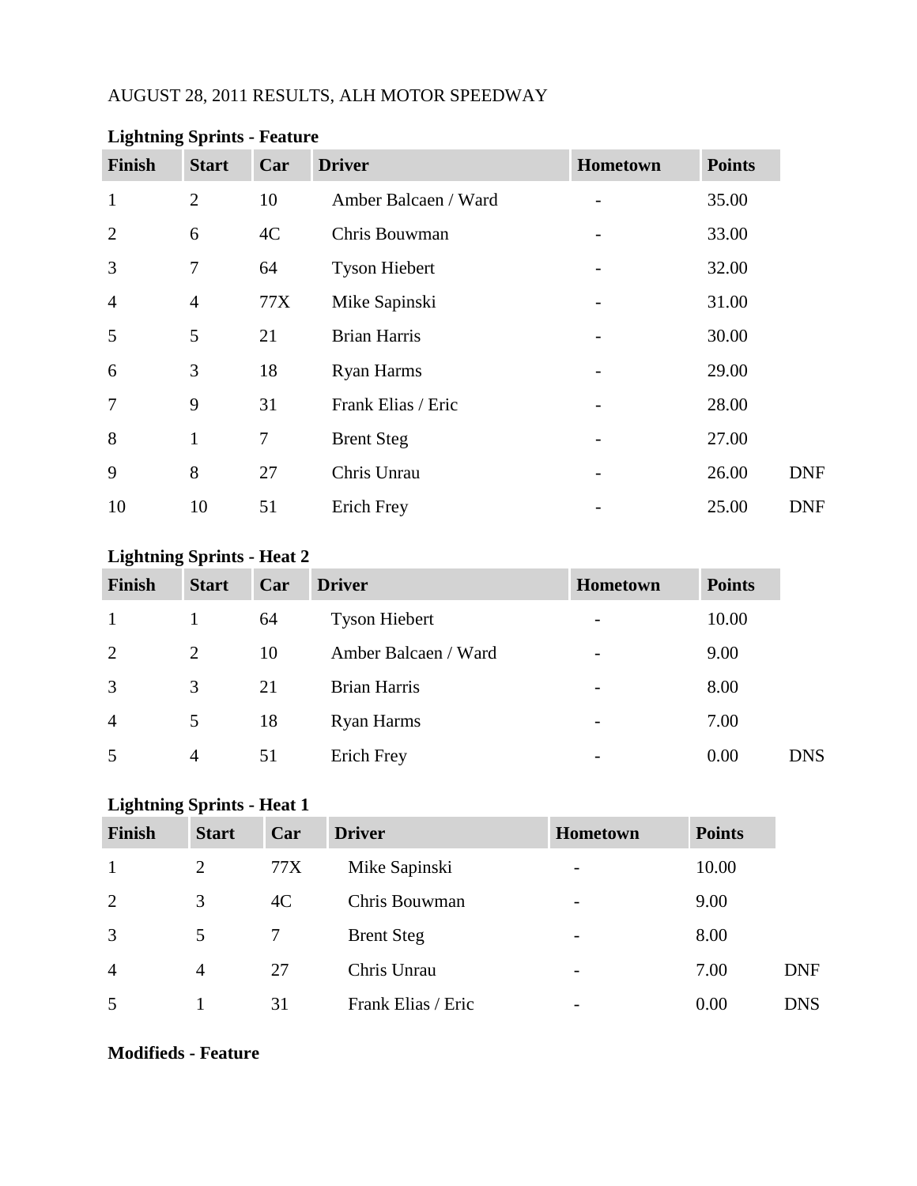AUGUST 28, 2011 RESULTS, ALH MOTOR SPEEDWAY

**Lightning Sprints - Feature**

| Finish | Start | Car | Driver | Hometown | Points | |
|---|---|---|---|---|---|---|
| 1 | 2 | 10 | Amber Balcaen / Ward | - | 35.00 | |
| 2 | 6 | 4C | Chris Bouwman | - | 33.00 | |
| 3 | 7 | 64 | Tyson Hiebert | - | 32.00 | |
| 4 | 4 | 77X | Mike Sapinski | - | 31.00 | |
| 5 | 5 | 21 | Brian Harris | - | 30.00 | |
| 6 | 3 | 18 | Ryan Harms | - | 29.00 | |
| 7 | 9 | 31 | Frank Elias / Eric | - | 28.00 | |
| 8 | 1 | 7 | Brent Steg | - | 27.00 | |
| 9 | 8 | 27 | Chris Unrau | - | 26.00 | DNF |
| 10 | 10 | 51 | Erich Frey | - | 25.00 | DNF |

**Lightning Sprints - Heat 2**

| Finish | Start | Car | Driver | Hometown | Points | |
|---|---|---|---|---|---|---|
| 1 | 1 | 64 | Tyson Hiebert | - | 10.00 | |
| 2 | 2 | 10 | Amber Balcaen / Ward | - | 9.00 | |
| 3 | 3 | 21 | Brian Harris | - | 8.00 | |
| 4 | 5 | 18 | Ryan Harms | - | 7.00 | |
| 5 | 4 | 51 | Erich Frey | - | 0.00 | DNS |

**Lightning Sprints - Heat 1**

| Finish | Start | Car | Driver | Hometown | Points | |
|---|---|---|---|---|---|---|
| 1 | 2 | 77X | Mike Sapinski | - | 10.00 | |
| 2 | 3 | 4C | Chris Bouwman | - | 9.00 | |
| 3 | 5 | 7 | Brent Steg | - | 8.00 | |
| 4 | 4 | 27 | Chris Unrau | - | 7.00 | DNF |
| 5 | 1 | 31 | Frank Elias / Eric | - | 0.00 | DNS |

**Modifieds - Feature**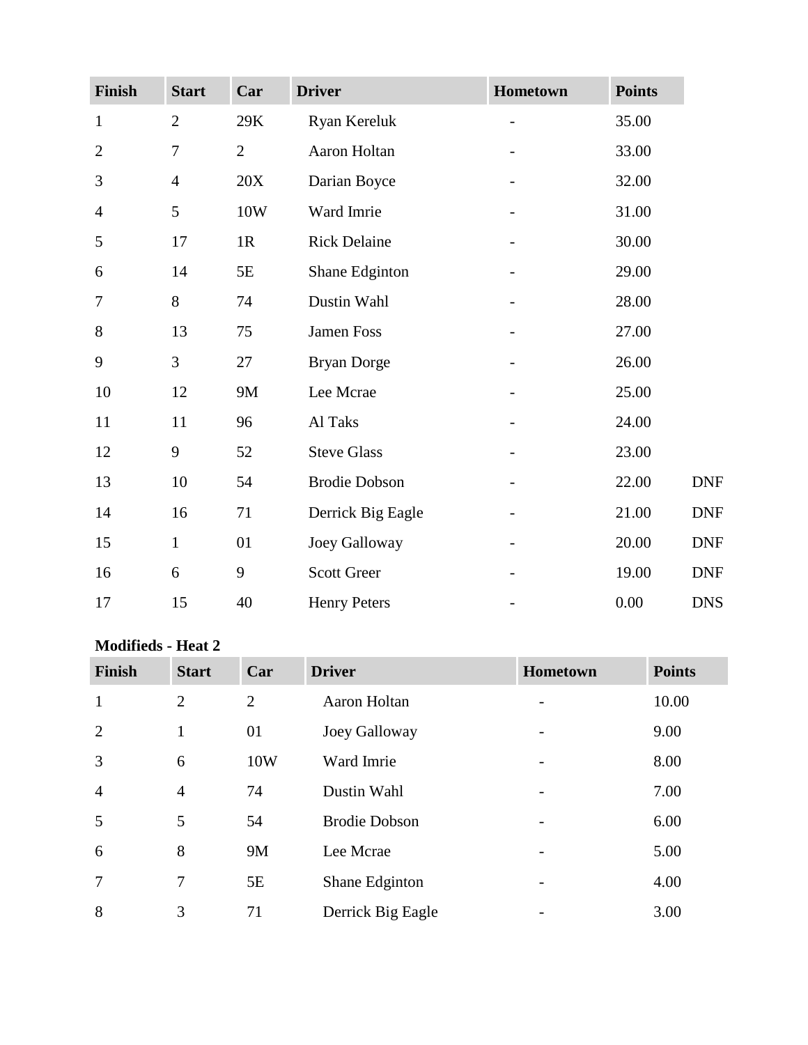| Finish | Start | Car | Driver | Hometown | Points | |
|---|---|---|---|---|---|---|
| 1 | 2 | 29K | Ryan Kereluk | - | 35.00 | |
| 2 | 7 | 2 | Aaron Holtan | - | 33.00 | |
| 3 | 4 | 20X | Darian Boyce | - | 32.00 | |
| 4 | 5 | 10W | Ward Imrie | - | 31.00 | |
| 5 | 17 | 1R | Rick Delaine | - | 30.00 | |
| 6 | 14 | 5E | Shane Edginton | - | 29.00 | |
| 7 | 8 | 74 | Dustin Wahl | - | 28.00 | |
| 8 | 13 | 75 | Jamen Foss | - | 27.00 | |
| 9 | 3 | 27 | Bryan Dorge | - | 26.00 | |
| 10 | 12 | 9M | Lee Mcrae | - | 25.00 | |
| 11 | 11 | 96 | Al Taks | - | 24.00 | |
| 12 | 9 | 52 | Steve Glass | - | 23.00 | |
| 13 | 10 | 54 | Brodie Dobson | - | 22.00 | DNF |
| 14 | 16 | 71 | Derrick Big Eagle | - | 21.00 | DNF |
| 15 | 1 | 01 | Joey Galloway | - | 20.00 | DNF |
| 16 | 6 | 9 | Scott Greer | - | 19.00 | DNF |
| 17 | 15 | 40 | Henry Peters | - | 0.00 | DNS |

**Modifieds - Heat 2**

| Finish | Start | Car | Driver | Hometown | Points |
|---|---|---|---|---|---|
| 1 | 2 | 2 | Aaron Holtan | - | 10.00 |
| 2 | 1 | 01 | Joey Galloway | - | 9.00 |
| 3 | 6 | 10W | Ward Imrie | - | 8.00 |
| 4 | 4 | 74 | Dustin Wahl | - | 7.00 |
| 5 | 5 | 54 | Brodie Dobson | - | 6.00 |
| 6 | 8 | 9M | Lee Mcrae | - | 5.00 |
| 7 | 7 | 5E | Shane Edginton | - | 4.00 |
| 8 | 3 | 71 | Derrick Big Eagle | - | 3.00 |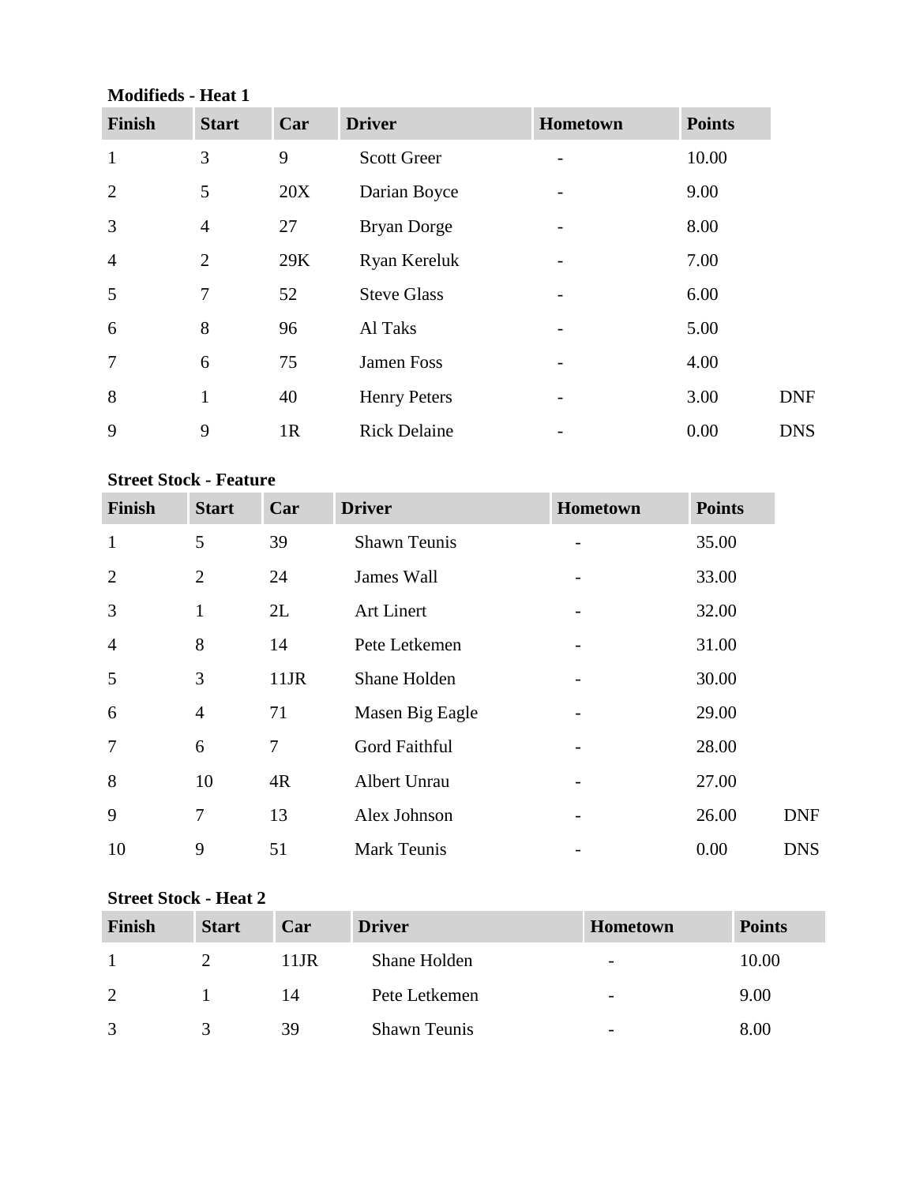**Modifieds - Heat 1**

| Finish | Start | Car | Driver | Hometown | Points | |
|---|---|---|---|---|---|---|
| 1 | 3 | 9 | Scott Greer | - | 10.00 | |
| 2 | 5 | 20X | Darian Boyce | - | 9.00 | |
| 3 | 4 | 27 | Bryan Dorge | - | 8.00 | |
| 4 | 2 | 29K | Ryan Kereluk | - | 7.00 | |
| 5 | 7 | 52 | Steve Glass | - | 6.00 | |
| 6 | 8 | 96 | Al Taks | - | 5.00 | |
| 7 | 6 | 75 | Jamen Foss | - | 4.00 | |
| 8 | 1 | 40 | Henry Peters | - | 3.00 | DNF |
| 9 | 9 | 1R | Rick Delaine | - | 0.00 | DNS |

**Street Stock - Feature**

| Finish | Start | Car | Driver | Hometown | Points | |
|---|---|---|---|---|---|---|
| 1 | 5 | 39 | Shawn Teunis | - | 35.00 | |
| 2 | 2 | 24 | James Wall | - | 33.00 | |
| 3 | 1 | 2L | Art Linert | - | 32.00 | |
| 4 | 8 | 14 | Pete Letkemen | - | 31.00 | |
| 5 | 3 | 11JR | Shane Holden | - | 30.00 | |
| 6 | 4 | 71 | Masen Big Eagle | - | 29.00 | |
| 7 | 6 | 7 | Gord Faithful | - | 28.00 | |
| 8 | 10 | 4R | Albert Unrau | - | 27.00 | |
| 9 | 7 | 13 | Alex Johnson | - | 26.00 | DNF |
| 10 | 9 | 51 | Mark Teunis | - | 0.00 | DNS |

**Street Stock - Heat 2**

| Finish | Start | Car | Driver | Hometown | Points |
|---|---|---|---|---|---|
| 1 | 2 | 11JR | Shane Holden | - | 10.00 |
| 2 | 1 | 14 | Pete Letkemen | - | 9.00 |
| 3 | 3 | 39 | Shawn Teunis | - | 8.00 |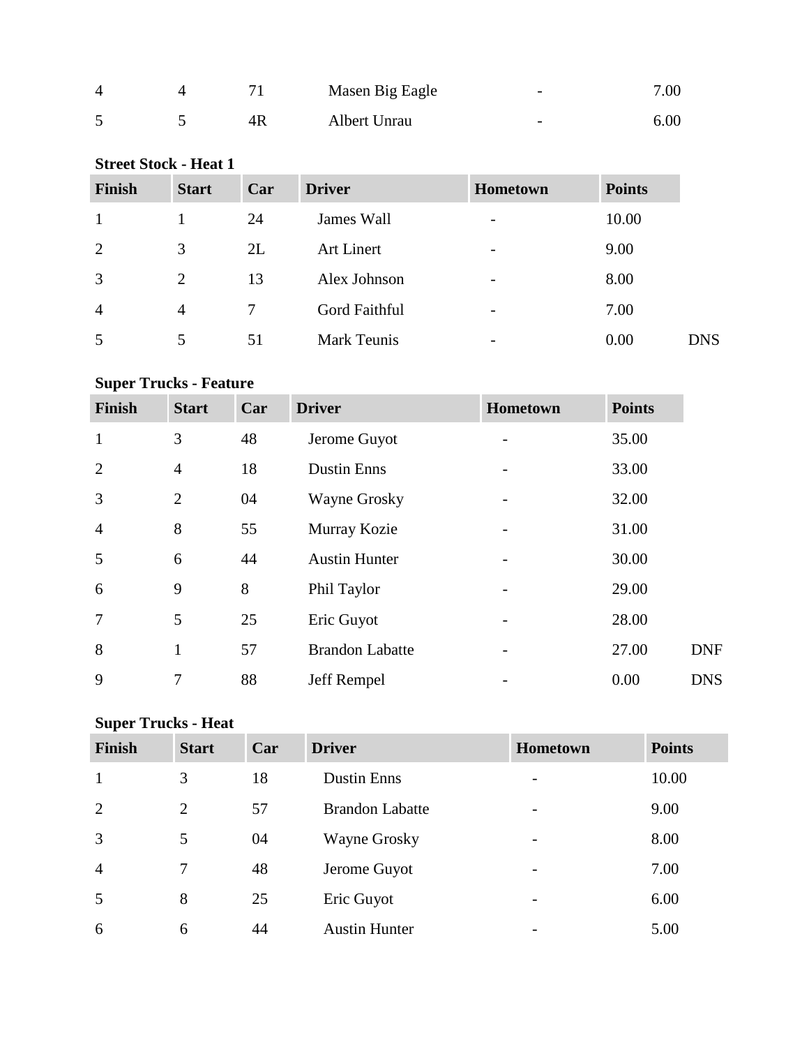| | | | | | |
|---|---|---|---|---|---|
| 4 | 4 | 71 | Masen Big Eagle | - | 7.00 |
| 5 | 5 | 4R | Albert Unrau | - | 6.00 |

**Street Stock - Heat 1**

| Finish | Start | Car | Driver | Hometown | Points | |
|---|---|---|---|---|---|---|
| 1 | 1 | 24 | James Wall | - | 10.00 | |
| 2 | 3 | 2L | Art Linert | - | 9.00 | |
| 3 | 2 | 13 | Alex Johnson | - | 8.00 | |
| 4 | 4 | 7 | Gord Faithful | - | 7.00 | |
| 5 | 5 | 51 | Mark Teunis | - | 0.00 | DNS |

**Super Trucks - Feature**

| Finish | Start | Car | Driver | Hometown | Points | |
|---|---|---|---|---|---|---|
| 1 | 3 | 48 | Jerome Guyot | - | 35.00 | |
| 2 | 4 | 18 | Dustin Enns | - | 33.00 | |
| 3 | 2 | 04 | Wayne Grosky | - | 32.00 | |
| 4 | 8 | 55 | Murray Kozie | - | 31.00 | |
| 5 | 6 | 44 | Austin Hunter | - | 30.00 | |
| 6 | 9 | 8 | Phil Taylor | - | 29.00 | |
| 7 | 5 | 25 | Eric Guyot | - | 28.00 | |
| 8 | 1 | 57 | Brandon Labatte | - | 27.00 | DNF |
| 9 | 7 | 88 | Jeff Rempel | - | 0.00 | DNS |

**Super Trucks - Heat**

| Finish | Start | Car | Driver | Hometown | Points |
|---|---|---|---|---|---|
| 1 | 3 | 18 | Dustin Enns | - | 10.00 |
| 2 | 2 | 57 | Brandon Labatte | - | 9.00 |
| 3 | 5 | 04 | Wayne Grosky | - | 8.00 |
| 4 | 7 | 48 | Jerome Guyot | - | 7.00 |
| 5 | 8 | 25 | Eric Guyot | - | 6.00 |
| 6 | 6 | 44 | Austin Hunter | - | 5.00 |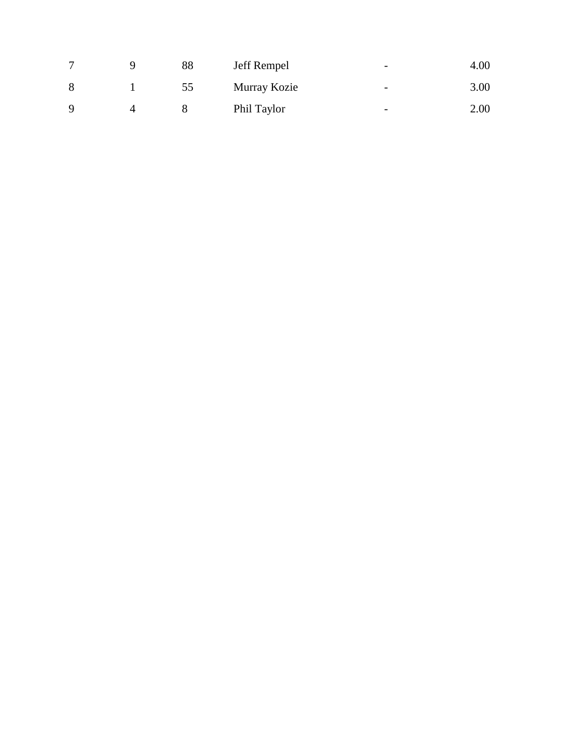| | | | | | |
|---|---|---|---|---|---|
| 7 | 9 | 88 | Jeff Rempel | - | 4.00 |
| 8 | 1 | 55 | Murray Kozie | - | 3.00 |
| 9 | 4 | 8 | Phil Taylor | - | 2.00 |